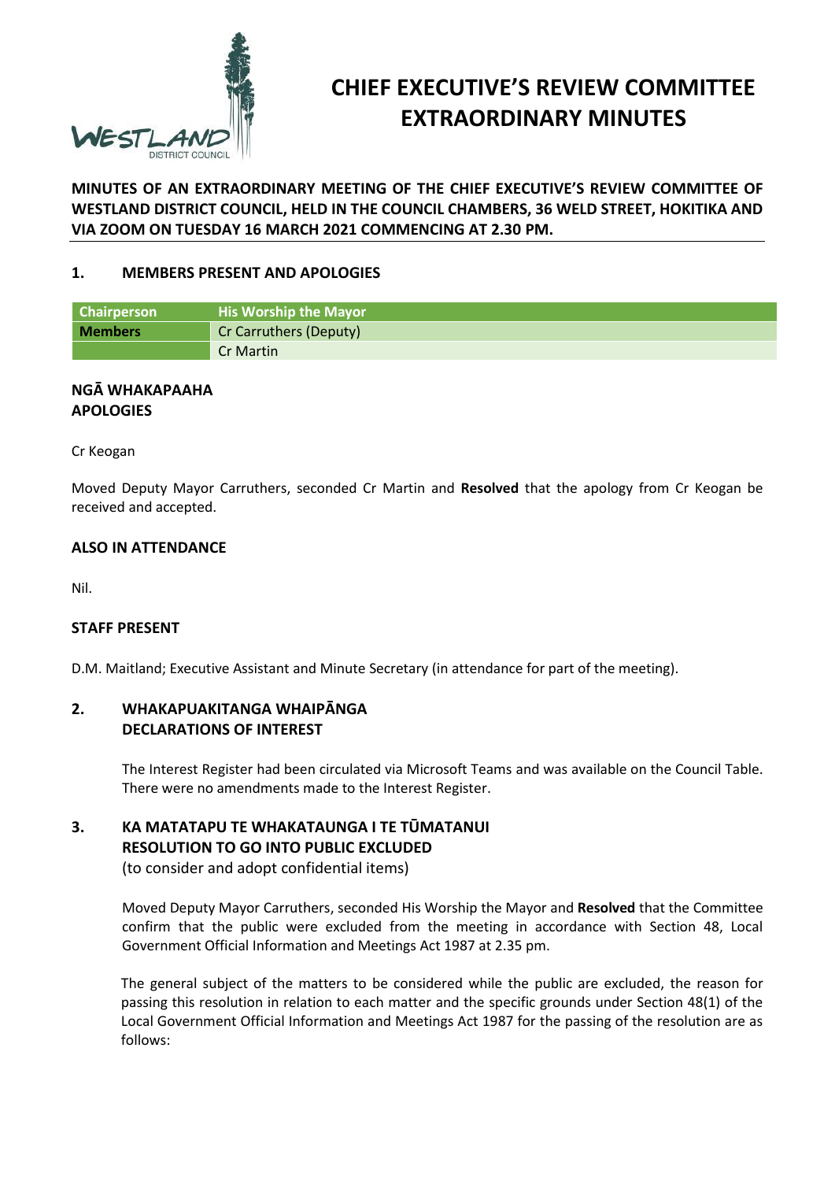# CHIEF EXECUTIVE'S REVIEW COMMITTEE EXTRAORDINARY MINUTES

**MINUTES OF AN EXTRAORDINARY MEETING OF THE CHIEF EXECUTIVE'S REVIEW COMMITTEE OF WESTLAND DISTRICT COUNCIL, HELD IN THE COUNCIL CHAMBERS, 36 WELD STREET, HOKITIKA AND VIA ZOOM ON TUESDAY 16 MARCH 2021 COMMENCING AT 2.30 PM.**

## 1. MEMBERS PRESENT AND APOLOGIES

| Chairperson | His Worship the Mayor |
| --- | --- |
| Members | Cr Carruthers (Deputy) |
| | Cr Martin |

### NGĀ WHAKAPAAHA APOLOGIES

Cr Keogan

Moved Deputy Mayor Carruthers, seconded Cr Martin and **Resolved** that the apology from Cr Keogan be received and accepted.

### ALSO IN ATTENDANCE

Nil.

### STAFF PRESENT

D.M. Maitland; Executive Assistant and Minute Secretary (in attendance for part of the meeting).

## 2. WHAKAPUAKITANGA WHAIPĀNGA DECLARATIONS OF INTEREST

The Interest Register had been circulated via Microsoft Teams and was available on the Council Table. There were no amendments made to the Interest Register.

## 3. KA MATATAPU TE WHAKATAUNGA I TE TŪMATANUI RESOLUTION TO GO INTO PUBLIC EXCLUDED

(to consider and adopt confidential items)

Moved Deputy Mayor Carruthers, seconded His Worship the Mayor and **Resolved** that the Committee confirm that the public were excluded from the meeting in accordance with Section 48, Local Government Official Information and Meetings Act 1987 at 2.35 pm.

The general subject of the matters to be considered while the public are excluded, the reason for passing this resolution in relation to each matter and the specific grounds under Section 48(1) of the Local Government Official Information and Meetings Act 1987 for the passing of the resolution are as follows: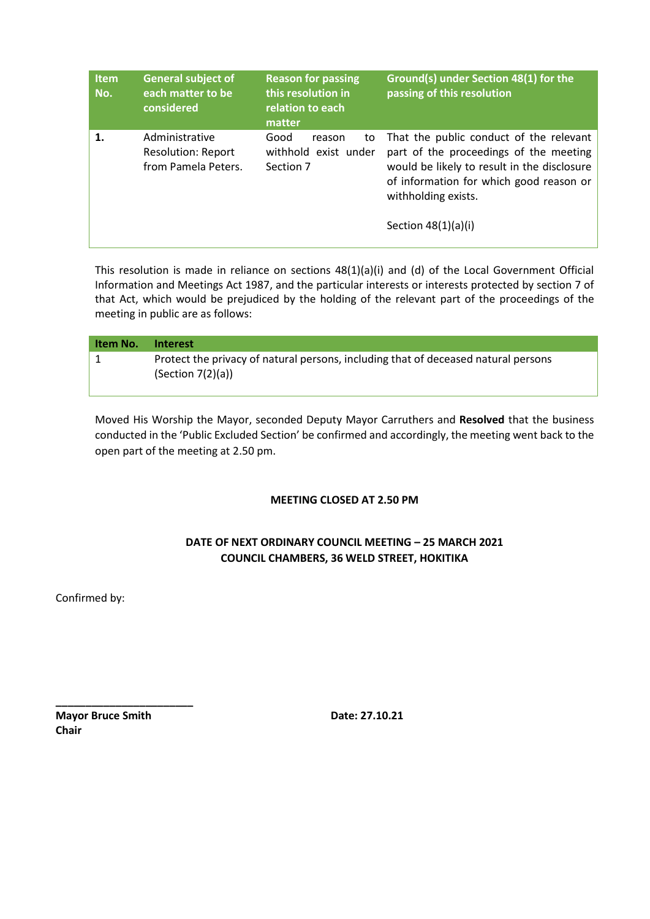| Item No. | General subject of each matter to be considered | Reason for passing this resolution in relation to each matter | Ground(s) under Section 48(1) for the passing of this resolution |
|---|---|---|---|
| **1.** | Administrative Resolution: Report from Pamela Peters. | Good reason to withhold exist under Section 7 | That the public conduct of the relevant part of the proceedings of the meeting would be likely to result in the disclosure of information for which good reason or withholding exists.<br><br>Section 48(1)(a)(i) |

This resolution is made in reliance on sections 48(1)(a)(i) and (d) of the Local Government Official Information and Meetings Act 1987, and the particular interests or interests protected by section 7 of that Act, which would be prejudiced by the holding of the relevant part of the proceedings of the meeting in public are as follows:

| Item No. | Interest |
|---|---|
| 1 | Protect the privacy of natural persons, including that of deceased natural persons (Section 7(2)(a)) |

Moved His Worship the Mayor, seconded Deputy Mayor Carruthers and **Resolved** that the business conducted in the 'Public Excluded Section' be confirmed and accordingly, the meeting went back to the open part of the meeting at 2.50 pm.

**MEETING CLOSED AT 2.50 PM**

**DATE OF NEXT ORDINARY COUNCIL MEETING – 25 MARCH 2021**
**COUNCIL CHAMBERS, 36 WELD STREET, HOKITIKA**

Confirmed by:

______________________

**Mayor Bruce Smith**
**Chair**

**Date: 27.10.21**